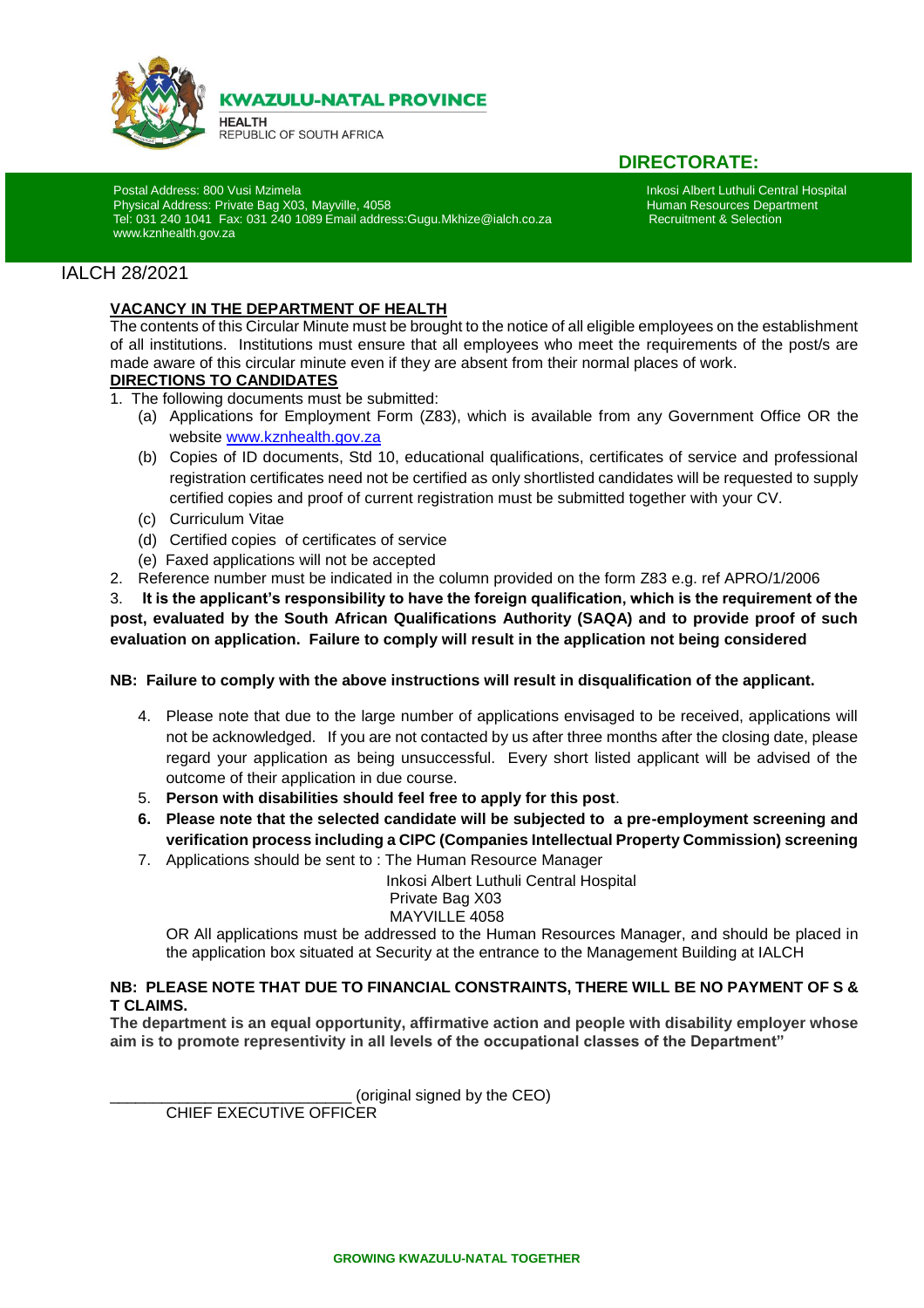**KWAZULU-NATAL PROVINCE**

**HEALTH**
REPUBLIC OF SOUTH AFRICA

**DIRECTORATE:**

Postal Address: 800 Vusi Mzimela
Physical Address: Private Bag X03, Mayville, 4058
Tel: 031 240 1041 Fax: 031 240 1089 Email address:Gugu.Mkhize@ialch.co.za
www.kznhealth.gov.za

Inkosi Albert Luthuli Central Hospital
Human Resources Department
Recruitment & Selection

IALCH 28/2021

**VACANCY IN THE DEPARTMENT OF HEALTH**

The contents of this Circular Minute must be brought to the notice of all eligible employees on the establishment of all institutions. Institutions must ensure that all employees who meet the requirements of the post/s are made aware of this circular minute even if they are absent from their normal places of work.

**DIRECTIONS TO CANDIDATES**

1. The following documents must be submitted:
   - (a) Applications for Employment Form (Z83), which is available from any Government Office OR the website www.kznhealth.gov.za
   - (b) Copies of ID documents, Std 10, educational qualifications, certificates of service and professional registration certificates need not be certified as only shortlisted candidates will be requested to supply certified copies and proof of current registration must be submitted together with your CV.
   - (c) Curriculum Vitae
   - (d) Certified copies of certificates of service
   - (e) Faxed applications will not be accepted
2. Reference number must be indicated in the column provided on the form Z83 e.g. ref APRO/1/2006
3. **It is the applicant's responsibility to have the foreign qualification, which is the requirement of the post, evaluated by the South African Qualifications Authority (SAQA) and to provide proof of such evaluation on application. Failure to comply will result in the application not being considered**

**NB: Failure to comply with the above instructions will result in disqualification of the applicant.**

4. Please note that due to the large number of applications envisaged to be received, applications will not be acknowledged. If you are not contacted by us after three months after the closing date, please regard your application as being unsuccessful. Every short listed applicant will be advised of the outcome of their application in due course.
5. **Person with disabilities should feel free to apply for this post**.
6. **Please note that the selected candidate will be subjected to a pre-employment screening and verification process including a CIPC (Companies Intellectual Property Commission) screening**
7. Applications should be sent to : The Human Resource Manager
   Inkosi Albert Luthuli Central Hospital
   Private Bag X03
   MAYVILLE 4058

   OR All applications must be addressed to the Human Resources Manager, and should be placed in the application box situated at Security at the entrance to the Management Building at IALCH

**NB: PLEASE NOTE THAT DUE TO FINANCIAL CONSTRAINTS, THERE WILL BE NO PAYMENT OF S & T CLAIMS.**

**The department is an equal opportunity, affirmative action and people with disability employer whose aim is to promote representivity in all levels of the occupational classes of the Department"**

____________________________ (original signed by the CEO)
CHIEF EXECUTIVE OFFICER

**GROWING KWAZULU-NATAL TOGETHER**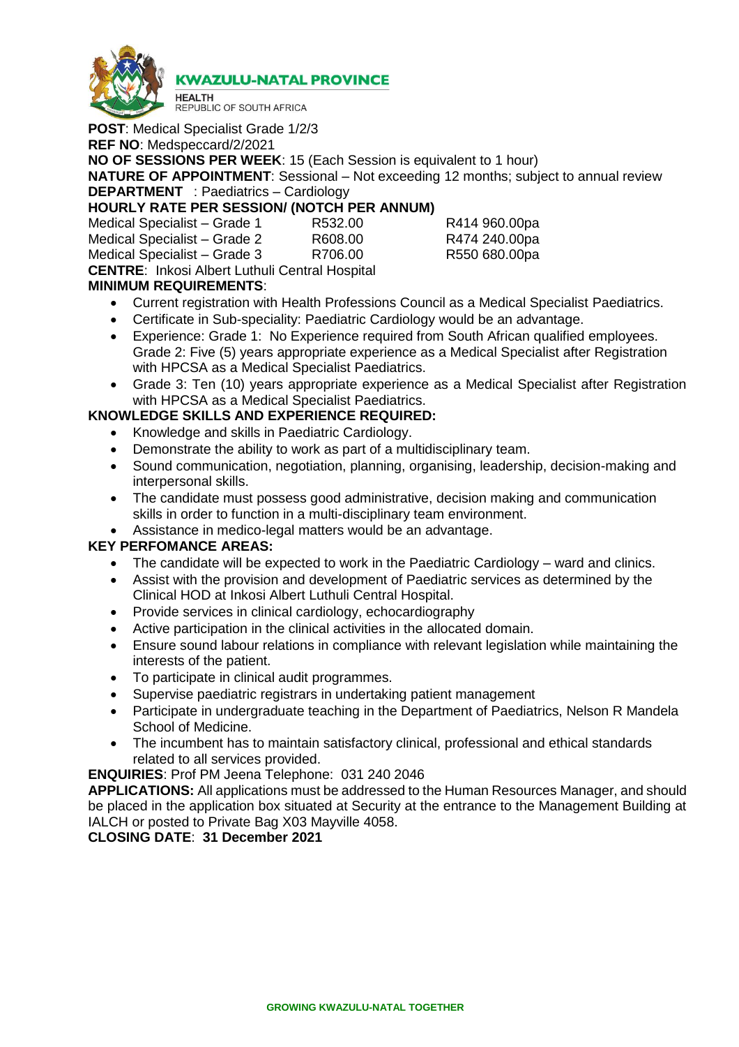**KWAZULU-NATAL PROVINCE**

HEALTH
REPUBLIC OF SOUTH AFRICA

**POST**: Medical Specialist Grade 1/2/3
**REF NO**: Medspeccard/2/2021
**NO OF SESSIONS PER WEEK**: 15 (Each Session is equivalent to 1 hour)
**NATURE OF APPOINTMENT**: Sessional – Not exceeding 12 months; subject to annual review
**DEPARTMENT** : Paediatrics – Cardiology

**HOURLY RATE PER SESSION/ (NOTCH PER ANNUM)**

| | | |
|---|---|---|
| Medical Specialist – Grade 1 | R532.00 | R414 960.00pa |
| Medical Specialist – Grade 2 | R608.00 | R474 240.00pa |
| Medical Specialist – Grade 3 | R706.00 | R550 680.00pa |

**CENTRE**: Inkosi Albert Luthuli Central Hospital

**MINIMUM REQUIREMENTS**:

- Current registration with Health Professions Council as a Medical Specialist Paediatrics.
- Certificate in Sub-speciality: Paediatric Cardiology would be an advantage.
- Experience: Grade 1: No Experience required from South African qualified employees. Grade 2: Five (5) years appropriate experience as a Medical Specialist after Registration with HPCSA as a Medical Specialist Paediatrics.
- Grade 3: Ten (10) years appropriate experience as a Medical Specialist after Registration with HPCSA as a Medical Specialist Paediatrics.

**KNOWLEDGE SKILLS AND EXPERIENCE REQUIRED:**

- Knowledge and skills in Paediatric Cardiology.
- Demonstrate the ability to work as part of a multidisciplinary team.
- Sound communication, negotiation, planning, organising, leadership, decision-making and interpersonal skills.
- The candidate must possess good administrative, decision making and communication skills in order to function in a multi-disciplinary team environment.
- Assistance in medico-legal matters would be an advantage.

**KEY PERFOMANCE AREAS:**

- The candidate will be expected to work in the Paediatric Cardiology – ward and clinics.
- Assist with the provision and development of Paediatric services as determined by the Clinical HOD at Inkosi Albert Luthuli Central Hospital.
- Provide services in clinical cardiology, echocardiography
- Active participation in the clinical activities in the allocated domain.
- Ensure sound labour relations in compliance with relevant legislation while maintaining the interests of the patient.
- To participate in clinical audit programmes.
- Supervise paediatric registrars in undertaking patient management
- Participate in undergraduate teaching in the Department of Paediatrics, Nelson R Mandela School of Medicine.
- The incumbent has to maintain satisfactory clinical, professional and ethical standards related to all services provided.

**ENQUIRIES**: Prof PM Jeena Telephone: 031 240 2046

**APPLICATIONS:** All applications must be addressed to the Human Resources Manager, and should be placed in the application box situated at Security at the entrance to the Management Building at IALCH or posted to Private Bag X03 Mayville 4058.

**CLOSING DATE**: **31 December 2021**

**GROWING KWAZULU-NATAL TOGETHER**